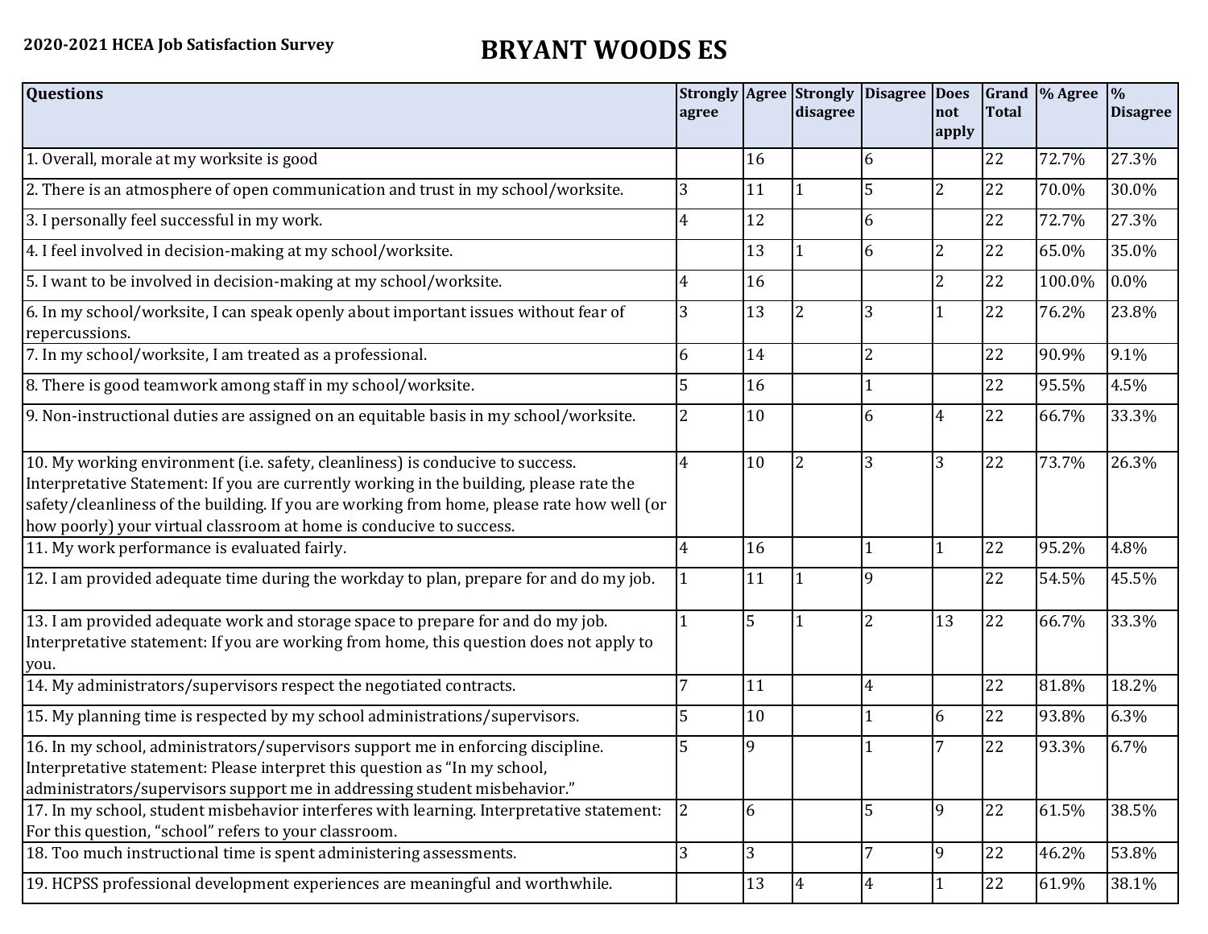**2020-2021 HCEA Job Satisfaction Survey**

# BRYANT WOODS ES

| Questions | Strongly agree | Agree | Strongly disagree | Disagree | Does not apply | Grand Total | % Agree | % Disagree |
|---|---|---|---|---|---|---|---|---|
| 1. Overall, morale at my worksite is good | | 16 | | 6 | | 22 | 72.7% | 27.3% |
| 2. There is an atmosphere of open communication and trust in my school/worksite. | 3 | 11 | 1 | 5 | 2 | 22 | 70.0% | 30.0% |
| 3. I personally feel successful in my work. | 4 | 12 | | 6 | | 22 | 72.7% | 27.3% |
| 4. I feel involved in decision-making at my school/worksite. | | 13 | 1 | 6 | 2 | 22 | 65.0% | 35.0% |
| 5. I want to be involved in decision-making at my school/worksite. | 4 | 16 | | | 2 | 22 | 100.0% | 0.0% |
| 6. In my school/worksite, I can speak openly about important issues without fear of repercussions. | 3 | 13 | 2 | 3 | 1 | 22 | 76.2% | 23.8% |
| 7. In my school/worksite, I am treated as a professional. | 6 | 14 | | 2 | | 22 | 90.9% | 9.1% |
| 8. There is good teamwork among staff in my school/worksite. | 5 | 16 | | 1 | | 22 | 95.5% | 4.5% |
| 9. Non-instructional duties are assigned on an equitable basis in my school/worksite. | 2 | 10 | | 6 | 4 | 22 | 66.7% | 33.3% |
| 10. My working environment (i.e. safety, cleanliness) is conducive to success. Interpretative Statement: If you are currently working in the building, please rate the safety/cleanliness of the building. If you are working from home, please rate how well (or how poorly) your virtual classroom at home is conducive to success. | 4 | 10 | 2 | 3 | 3 | 22 | 73.7% | 26.3% |
| 11. My work performance is evaluated fairly. | 4 | 16 | | 1 | 1 | 22 | 95.2% | 4.8% |
| 12. I am provided adequate time during the workday to plan, prepare for and do my job. | 1 | 11 | 1 | 9 | | 22 | 54.5% | 45.5% |
| 13. I am provided adequate work and storage space to prepare for and do my job. Interpretative statement: If you are working from home, this question does not apply to you. | 1 | 5 | 1 | 2 | 13 | 22 | 66.7% | 33.3% |
| 14. My administrators/supervisors respect the negotiated contracts. | 7 | 11 | | 4 | | 22 | 81.8% | 18.2% |
| 15. My planning time is respected by my school administrations/supervisors. | 5 | 10 | | 1 | 6 | 22 | 93.8% | 6.3% |
| 16. In my school, administrators/supervisors support me in enforcing discipline. Interpretative statement: Please interpret this question as "In my school, administrators/supervisors support me in addressing student misbehavior." | 5 | 9 | | 1 | 7 | 22 | 93.3% | 6.7% |
| 17. In my school, student misbehavior interferes with learning. Interpretative statement: For this question, "school" refers to your classroom. | 2 | 6 | | 5 | 9 | 22 | 61.5% | 38.5% |
| 18. Too much instructional time is spent administering assessments. | 3 | 3 | | 7 | 9 | 22 | 46.2% | 53.8% |
| 19. HCPSS professional development experiences are meaningful and worthwhile. | | 13 | 4 | 4 | 1 | 22 | 61.9% | 38.1% |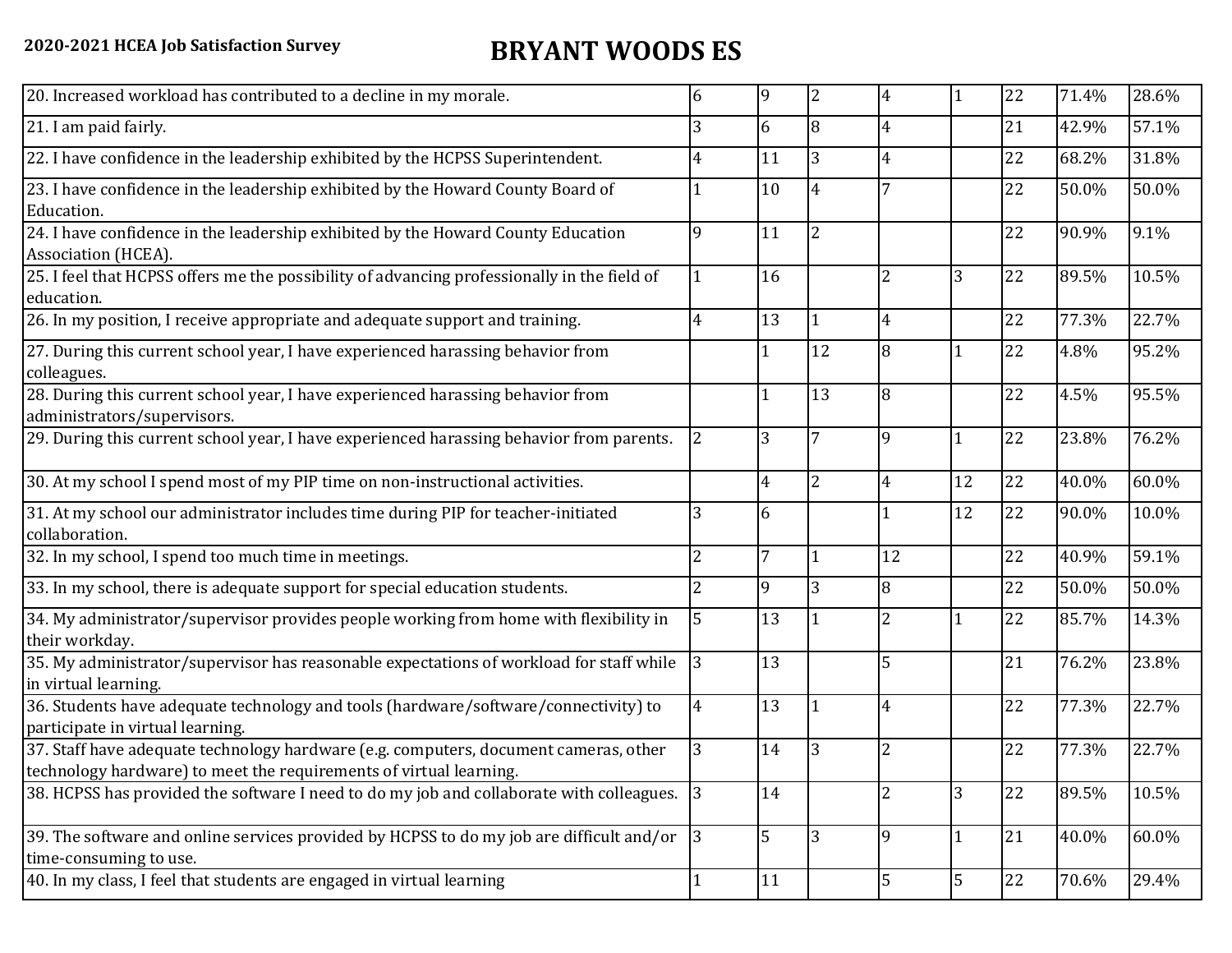**2020-2021 HCEA Job Satisfaction Survey**

# BRYANT WOODS ES

| | | | | | | | | |
|---|---|---|---|---|---|---|---|---|
| 20. Increased workload has contributed to a decline in my morale. | 6 | 9 | 2 | 4 | 1 | 22 | 71.4% | 28.6% |
| 21. I am paid fairly. | 3 | 6 | 8 | 4 | | 21 | 42.9% | 57.1% |
| 22. I have confidence in the leadership exhibited by the HCPSS Superintendent. | 4 | 11 | 3 | 4 | | 22 | 68.2% | 31.8% |
| 23. I have confidence in the leadership exhibited by the Howard County Board of Education. | 1 | 10 | 4 | 7 | | 22 | 50.0% | 50.0% |
| 24. I have confidence in the leadership exhibited by the Howard County Education Association (HCEA). | 9 | 11 | 2 | | | 22 | 90.9% | 9.1% |
| 25. I feel that HCPSS offers me the possibility of advancing professionally in the field of education. | 1 | 16 | | 2 | 3 | 22 | 89.5% | 10.5% |
| 26. In my position, I receive appropriate and adequate support and training. | 4 | 13 | 1 | 4 | | 22 | 77.3% | 22.7% |
| 27. During this current school year, I have experienced harassing behavior from colleagues. | | 1 | 12 | 8 | 1 | 22 | 4.8% | 95.2% |
| 28. During this current school year, I have experienced harassing behavior from administrators/supervisors. | | 1 | 13 | 8 | | 22 | 4.5% | 95.5% |
| 29. During this current school year, I have experienced harassing behavior from parents. | 2 | 3 | 7 | 9 | 1 | 22 | 23.8% | 76.2% |
| 30. At my school I spend most of my PIP time on non-instructional activities. | | 4 | 2 | 4 | 12 | 22 | 40.0% | 60.0% |
| 31. At my school our administrator includes time during PIP for teacher-initiated collaboration. | 3 | 6 | | 1 | 12 | 22 | 90.0% | 10.0% |
| 32. In my school, I spend too much time in meetings. | 2 | 7 | 1 | 12 | | 22 | 40.9% | 59.1% |
| 33. In my school, there is adequate support for special education students. | 2 | 9 | 3 | 8 | | 22 | 50.0% | 50.0% |
| 34. My administrator/supervisor provides people working from home with flexibility in their workday. | 5 | 13 | 1 | 2 | 1 | 22 | 85.7% | 14.3% |
| 35. My administrator/supervisor has reasonable expectations of workload for staff while in virtual learning. | 3 | 13 | | 5 | | 21 | 76.2% | 23.8% |
| 36. Students have adequate technology and tools (hardware/software/connectivity) to participate in virtual learning. | 4 | 13 | 1 | 4 | | 22 | 77.3% | 22.7% |
| 37. Staff have adequate technology hardware (e.g. computers, document cameras, other technology hardware) to meet the requirements of virtual learning. | 3 | 14 | 3 | 2 | | 22 | 77.3% | 22.7% |
| 38. HCPSS has provided the software I need to do my job and collaborate with colleagues. | 3 | 14 | | 2 | 3 | 22 | 89.5% | 10.5% |
| 39. The software and online services provided by HCPSS to do my job are difficult and/or time-consuming to use. | 3 | 5 | 3 | 9 | 1 | 21 | 40.0% | 60.0% |
| 40. In my class, I feel that students are engaged in virtual learning | 1 | 11 | | 5 | 5 | 22 | 70.6% | 29.4% |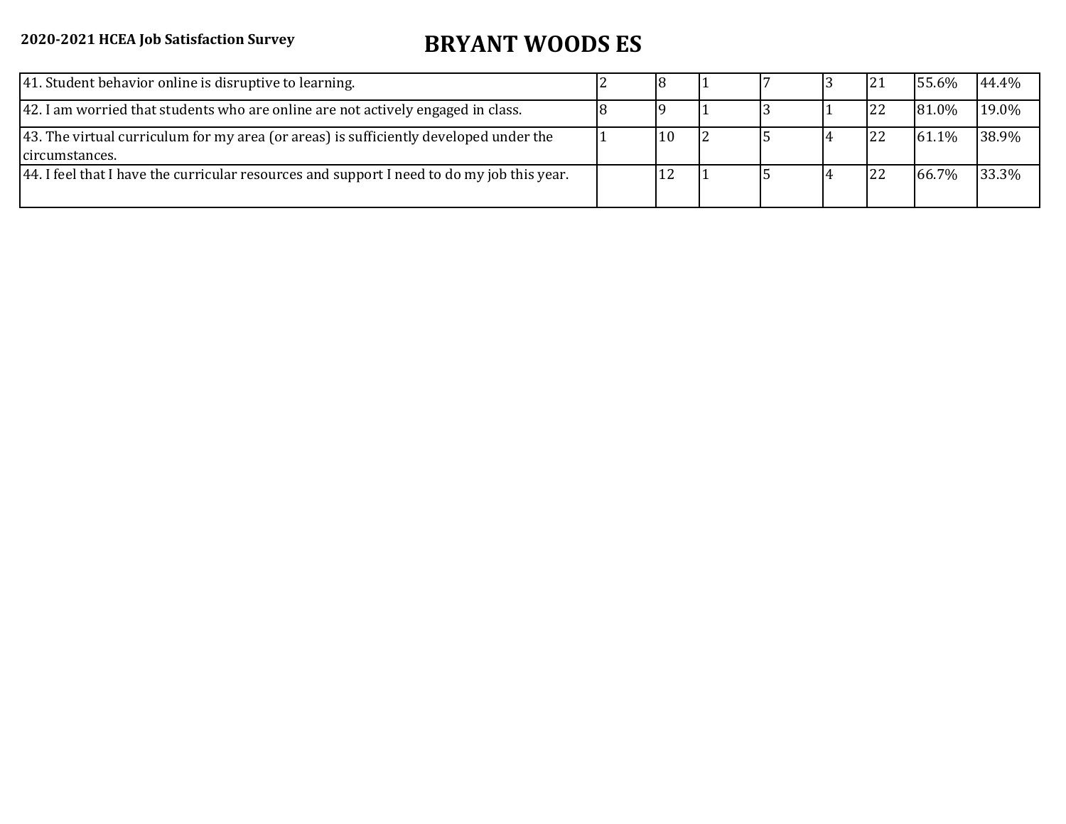**2020-2021 HCEA Job Satisfaction Survey**

# BRYANT WOODS ES

| | | | | | | | | |
|---|---|---|---|---|---|---|---|---|
| 41. Student behavior online is disruptive to learning. | 2 | 8 | 1 | 7 | 3 | 21 | 55.6% | 44.4% |
| 42. I am worried that students who are online are not actively engaged in class. | 8 | 9 | 1 | 3 | 1 | 22 | 81.0% | 19.0% |
| 43. The virtual curriculum for my area (or areas) is sufficiently developed under the circumstances. | 1 | 10 | 2 | 5 | 4 | 22 | 61.1% | 38.9% |
| 44. I feel that I have the curricular resources and support I need to do my job this year. | | 12 | 1 | 5 | 4 | 22 | 66.7% | 33.3% |